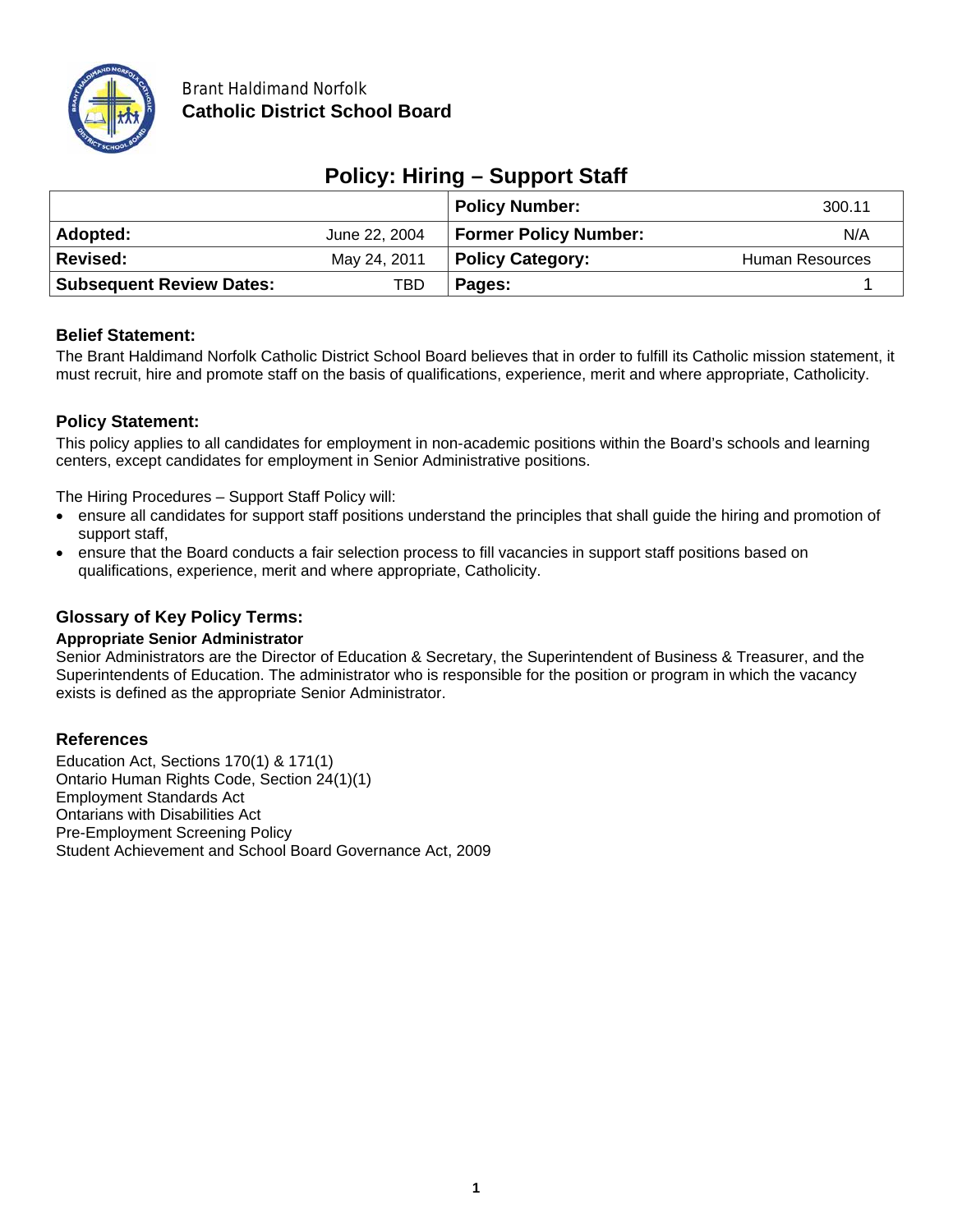Brant Haldimand Norfolk
**Catholic District School Board**

# Policy: Hiring – Support Staff

| | | | |
|---|---|---|---|
| | | **Policy Number:** | 300.11 |
| **Adopted:** | June 22, 2004 | **Former Policy Number:** | N/A |
| **Revised:** | May 24, 2011 | **Policy Category:** | Human Resources |
| **Subsequent Review Dates:** | TBD | **Pages:** | 1 |

## Belief Statement:

The Brant Haldimand Norfolk Catholic District School Board believes that in order to fulfill its Catholic mission statement, it must recruit, hire and promote staff on the basis of qualifications, experience, merit and where appropriate, Catholicity.

## Policy Statement:

This policy applies to all candidates for employment in non-academic positions within the Board's schools and learning centers, except candidates for employment in Senior Administrative positions.

The Hiring Procedures – Support Staff Policy will:

- ensure all candidates for support staff positions understand the principles that shall guide the hiring and promotion of support staff,
- ensure that the Board conducts a fair selection process to fill vacancies in support staff positions based on qualifications, experience, merit and where appropriate, Catholicity.

## Glossary of Key Policy Terms:

**Appropriate Senior Administrator**

Senior Administrators are the Director of Education & Secretary, the Superintendent of Business & Treasurer, and the Superintendents of Education. The administrator who is responsible for the position or program in which the vacancy exists is defined as the appropriate Senior Administrator.

## References

Education Act, Sections 170(1) & 171(1)
Ontario Human Rights Code, Section 24(1)(1)
Employment Standards Act
Ontarians with Disabilities Act
Pre-Employment Screening Policy
Student Achievement and School Board Governance Act, 2009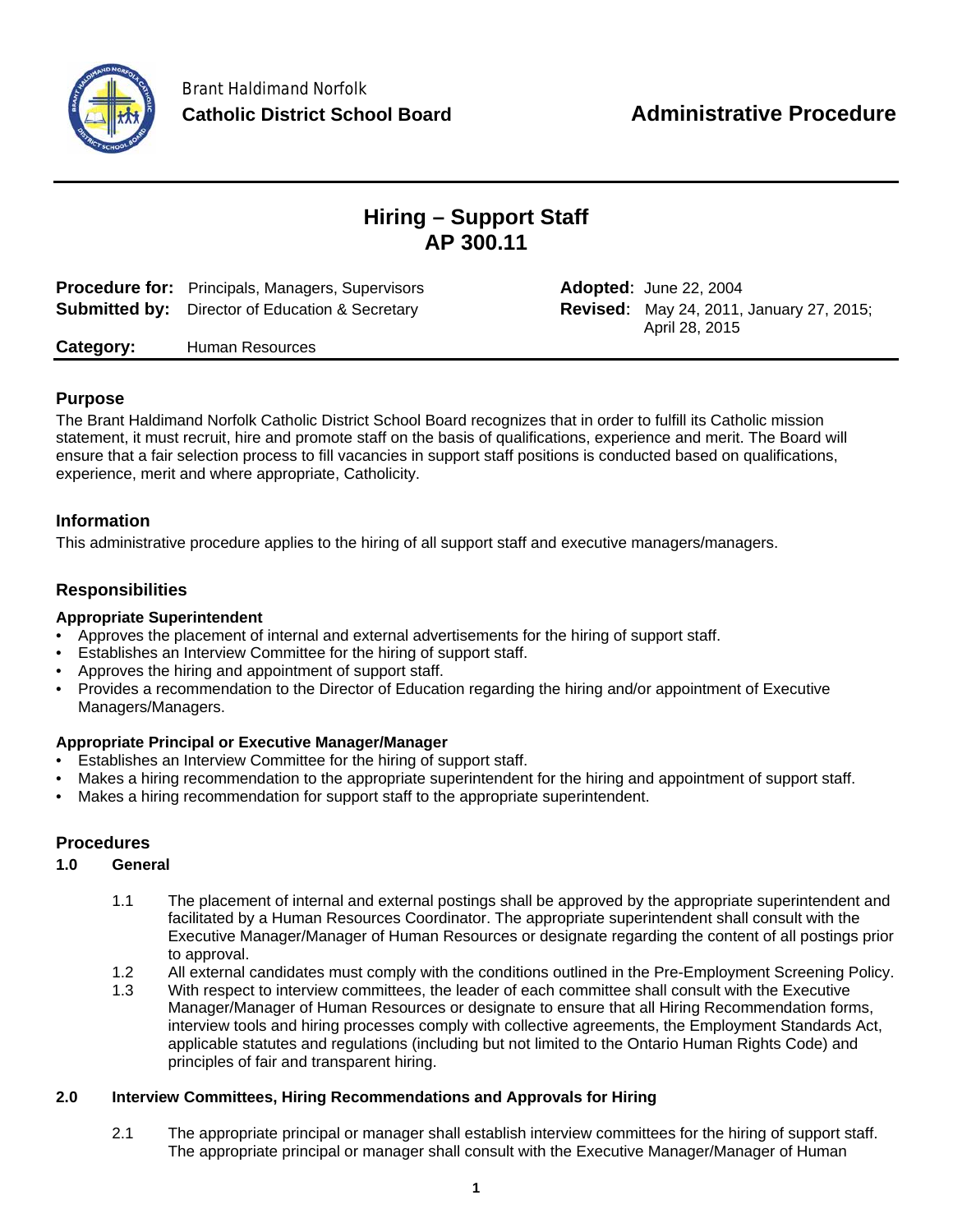Brant Haldimand Norfolk
**Catholic District School Board**

**Administrative Procedure**

# Hiring – Support Staff
# AP 300.11

**Procedure for:** Principals, Managers, Supervisors
**Submitted by:** Director of Education & Secretary
**Adopted**: June 22, 2004
**Revised**: May 24, 2011, January 27, 2015; April 28, 2015
**Category:** Human Resources

## Purpose

The Brant Haldimand Norfolk Catholic District School Board recognizes that in order to fulfill its Catholic mission statement, it must recruit, hire and promote staff on the basis of qualifications, experience and merit. The Board will ensure that a fair selection process to fill vacancies in support staff positions is conducted based on qualifications, experience, merit and where appropriate, Catholicity.

## Information

This administrative procedure applies to the hiring of all support staff and executive managers/managers.

## Responsibilities

### Appropriate Superintendent

- Approves the placement of internal and external advertisements for the hiring of support staff.
- Establishes an Interview Committee for the hiring of support staff.
- Approves the hiring and appointment of support staff.
- Provides a recommendation to the Director of Education regarding the hiring and/or appointment of Executive Managers/Managers.

### Appropriate Principal or Executive Manager/Manager

- Establishes an Interview Committee for the hiring of support staff.
- Makes a hiring recommendation to the appropriate superintendent for the hiring and appointment of support staff.
- Makes a hiring recommendation for support staff to the appropriate superintendent.

## Procedures

### 1.0 General

1.1 The placement of internal and external postings shall be approved by the appropriate superintendent and facilitated by a Human Resources Coordinator. The appropriate superintendent shall consult with the Executive Manager/Manager of Human Resources or designate regarding the content of all postings prior to approval.

1.2 All external candidates must comply with the conditions outlined in the Pre-Employment Screening Policy.

1.3 With respect to interview committees, the leader of each committee shall consult with the Executive Manager/Manager of Human Resources or designate to ensure that all Hiring Recommendation forms, interview tools and hiring processes comply with collective agreements, the Employment Standards Act, applicable statutes and regulations (including but not limited to the Ontario Human Rights Code) and principles of fair and transparent hiring.

### 2.0 Interview Committees, Hiring Recommendations and Approvals for Hiring

2.1 The appropriate principal or manager shall establish interview committees for the hiring of support staff. The appropriate principal or manager shall consult with the Executive Manager/Manager of Human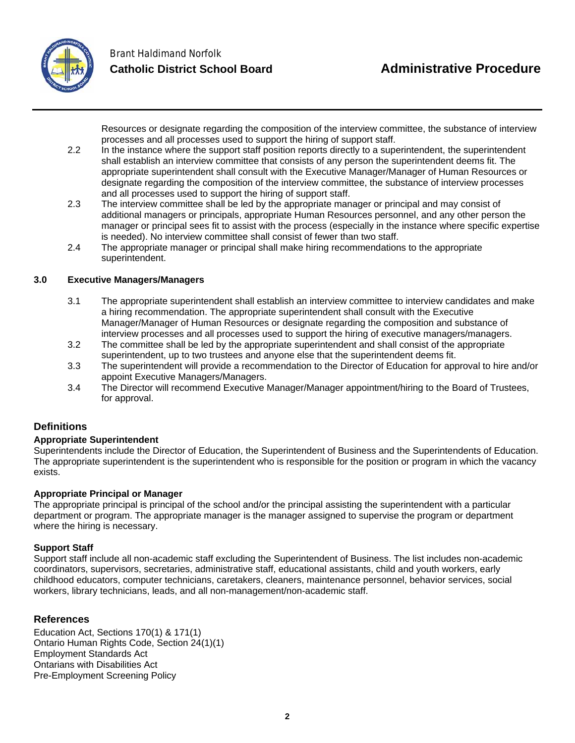Resources or designate regarding the composition of the interview committee, the substance of interview processes and all processes used to support the hiring of support staff.

2.2 In the instance where the support staff position reports directly to a superintendent, the superintendent shall establish an interview committee that consists of any person the superintendent deems fit. The appropriate superintendent shall consult with the Executive Manager/Manager of Human Resources or designate regarding the composition of the interview committee, the substance of interview processes and all processes used to support the hiring of support staff.

2.3 The interview committee shall be led by the appropriate manager or principal and may consist of additional managers or principals, appropriate Human Resources personnel, and any other person the manager or principal sees fit to assist with the process (especially in the instance where specific expertise is needed). No interview committee shall consist of fewer than two staff.

2.4 The appropriate manager or principal shall make hiring recommendations to the appropriate superintendent.

### 3.0 Executive Managers/Managers

3.1 The appropriate superintendent shall establish an interview committee to interview candidates and make a hiring recommendation. The appropriate superintendent shall consult with the Executive Manager/Manager of Human Resources or designate regarding the composition and substance of interview processes and all processes used to support the hiring of executive managers/managers.

3.2 The committee shall be led by the appropriate superintendent and shall consist of the appropriate superintendent, up to two trustees and anyone else that the superintendent deems fit.

3.3 The superintendent will provide a recommendation to the Director of Education for approval to hire and/or appoint Executive Managers/Managers.

3.4 The Director will recommend Executive Manager/Manager appointment/hiring to the Board of Trustees, for approval.

## Definitions

**Appropriate Superintendent**

Superintendents include the Director of Education, the Superintendent of Business and the Superintendents of Education. The appropriate superintendent is the superintendent who is responsible for the position or program in which the vacancy exists.

**Appropriate Principal or Manager**

The appropriate principal is principal of the school and/or the principal assisting the superintendent with a particular department or program. The appropriate manager is the manager assigned to supervise the program or department where the hiring is necessary.

**Support Staff**

Support staff include all non-academic staff excluding the Superintendent of Business. The list includes non-academic coordinators, supervisors, secretaries, administrative staff, educational assistants, child and youth workers, early childhood educators, computer technicians, caretakers, cleaners, maintenance personnel, behavior services, social workers, library technicians, leads, and all non-management/non-academic staff.

## References

Education Act, Sections 170(1) & 171(1)
Ontario Human Rights Code, Section 24(1)(1)
Employment Standards Act
Ontarians with Disabilities Act
Pre-Employment Screening Policy